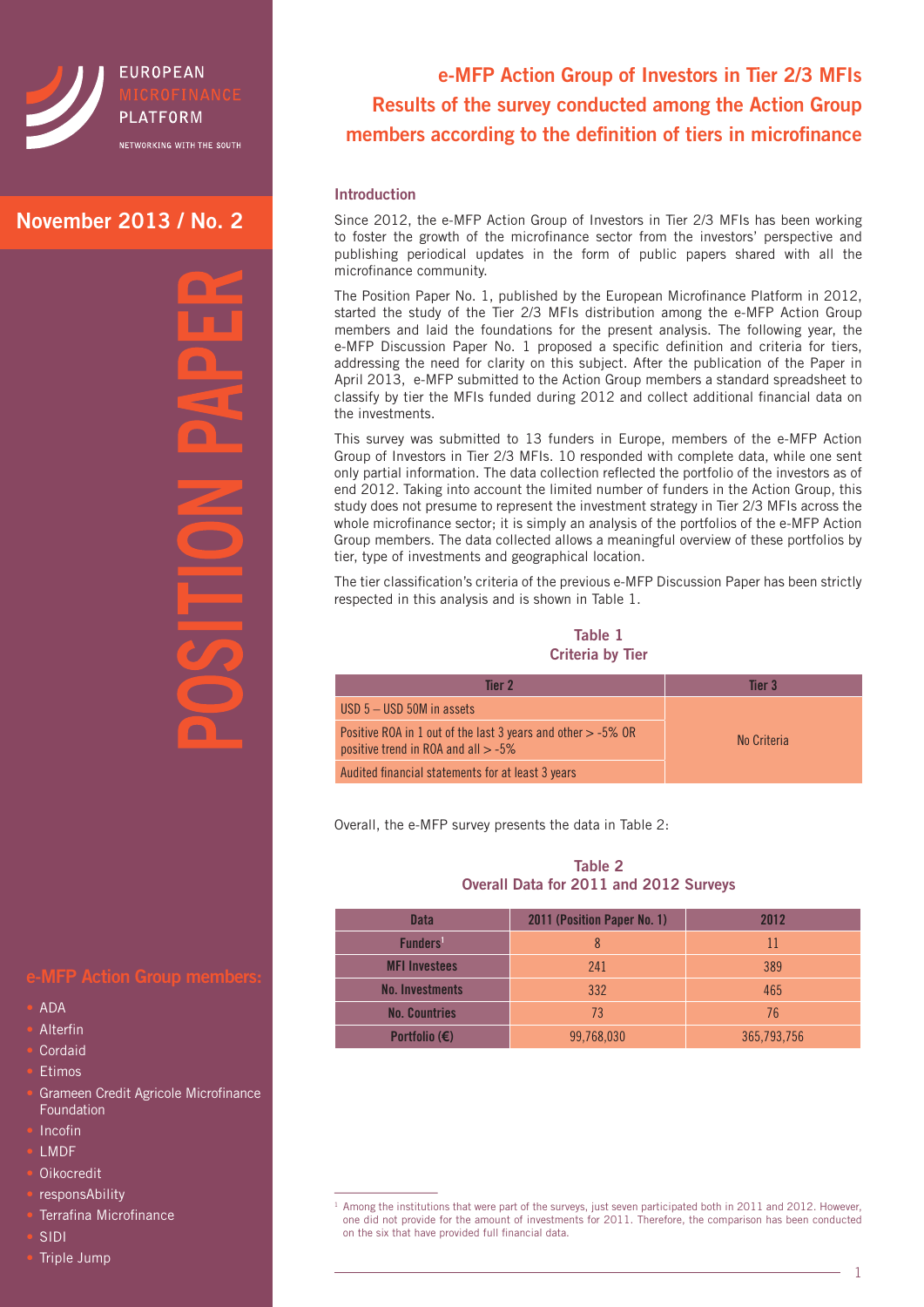EUROPEAN MICROFINANCE PLATFORM

NETWORKING WITH THE SOUTH

**November 2013 / No. 2**

POSITION PAPER

# e-MFP Action Group of Investors in Tier 2/3 MFIs Results of the survey conducted among the Action Group members according to the definition of tiers in microfinance

## Introduction

Since 2012, the e-MFP Action Group of Investors in Tier 2/3 MFIs has been working to foster the growth of the microfinance sector from the investors' perspective and publishing periodical updates in the form of public papers shared with all the microfinance community.

The Position Paper No. 1, published by the European Microfinance Platform in 2012, started the study of the Tier 2/3 MFIs distribution among the e-MFP Action Group members and laid the foundations for the present analysis. The following year, the e-MFP Discussion Paper No. 1 proposed a specific definition and criteria for tiers, addressing the need for clarity on this subject. After the publication of the Paper in April 2013, e-MFP submitted to the Action Group members a standard spreadsheet to classify by tier the MFIs funded during 2012 and collect additional financial data on the investments.

This survey was submitted to 13 funders in Europe, members of the e-MFP Action Group of Investors in Tier 2/3 MFIs. 10 responded with complete data, while one sent only partial information. The data collection reflected the portfolio of the investors as of end 2012. Taking into account the limited number of funders in the Action Group, this study does not presume to represent the investment strategy in Tier 2/3 MFIs across the whole microfinance sector; it is simply an analysis of the portfolios of the e-MFP Action Group members. The data collected allows a meaningful overview of these portfolios by tier, type of investments and geographical location.

The tier classification's criteria of the previous e-MFP Discussion Paper has been strictly respected in this analysis and is shown in Table 1.

**Table 1**
**Criteria by Tier**

| Tier 2 | Tier 3 |
|---|---|
| USD 5 – USD 50M in assets | No Criteria |
| Positive ROA in 1 out of the last 3 years and other > -5% OR positive trend in ROA and all > -5% | |
| Audited financial statements for at least 3 years | |

Overall, the e-MFP survey presents the data in Table 2:

**Table 2**
**Overall Data for 2011 and 2012 Surveys**

| Data | 2011 (Position Paper No. 1) | 2012 |
|---|---|---|
| Funders[1] | 8 | 11 |
| MFI Investees | 241 | 389 |
| No. Investments | 332 | 465 |
| No. Countries | 73 | 76 |
| Portfolio (€) | 99,768,030 | 365,793,756 |

[1] Among the institutions that were part of the surveys, just seven participated both in 2011 and 2012. However, one did not provide for the amount of investments for 2011. Therefore, the comparison has been conducted on the six that have provided full financial data.

## e-MFP Action Group members:

- ADA
- Alterfin
- Cordaid
- Etimos
- Grameen Credit Agricole Microfinance Foundation
- Incofin
- LMDF
- Oikocredit
- responsAbility
- Terrafina Microfinance
- SIDI
- Triple Jump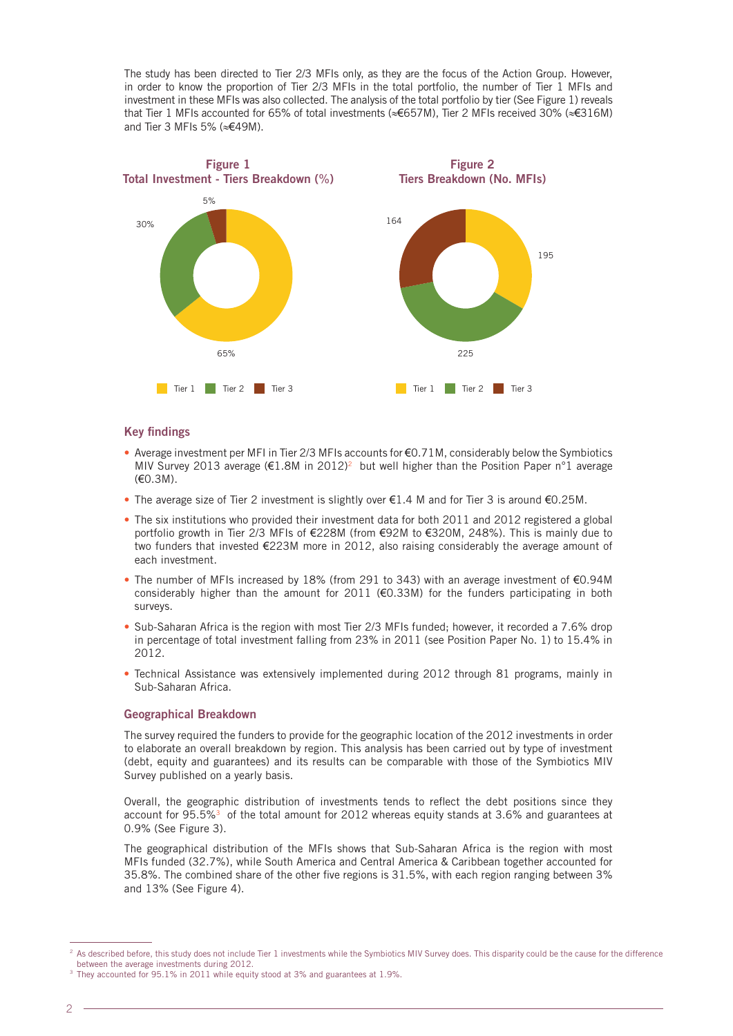The study has been directed to Tier 2/3 MFIs only, as they are the focus of the Action Group. However, in order to know the proportion of Tier 2/3 MFIs in the total portfolio, the number of Tier 1 MFIs and investment in these MFIs was also collected. The analysis of the total portfolio by tier (See Figure 1) reveals that Tier 1 MFIs accounted for 65% of total investments (≈€657M), Tier 2 MFIs received 30% (≈€316M) and Tier 3 MFIs 5% (≈€49M).

**Figure 1**
**Total Investment - Tiers Breakdown (%)**

| Tier | % |
|---|---|
| Tier 1 | 65% |
| Tier 2 | 30% |
| Tier 3 | 5% |

**Figure 2**
**Tiers Breakdown (No. MFIs)**

| Tier | No. MFIs |
|---|---|
| Tier 1 | 195 |
| Tier 2 | 225 |
| Tier 3 | 164 |

## Key findings

- Average investment per MFI in Tier 2/3 MFIs accounts for €0.71M, considerably below the Symbiotics MIV Survey 2013 average (€1.8M in 2012)[2] but well higher than the Position Paper n°1 average (€0.3M).
- The average size of Tier 2 investment is slightly over €1.4 M and for Tier 3 is around €0.25M.
- The six institutions who provided their investment data for both 2011 and 2012 registered a global portfolio growth in Tier 2/3 MFIs of €228M (from €92M to €320M, 248%). This is mainly due to two funders that invested €223M more in 2012, also raising considerably the average amount of each investment.
- The number of MFIs increased by 18% (from 291 to 343) with an average investment of €0.94M considerably higher than the amount for 2011 (€0.33M) for the funders participating in both surveys.
- Sub-Saharan Africa is the region with most Tier 2/3 MFIs funded; however, it recorded a 7.6% drop in percentage of total investment falling from 23% in 2011 (see Position Paper No. 1) to 15.4% in 2012.
- Technical Assistance was extensively implemented during 2012 through 81 programs, mainly in Sub-Saharan Africa.

### Geographical Breakdown

The survey required the funders to provide for the geographic location of the 2012 investments in order to elaborate an overall breakdown by region. This analysis has been carried out by type of investment (debt, equity and guarantees) and its results can be comparable with those of the Symbiotics MIV Survey published on a yearly basis.

Overall, the geographic distribution of investments tends to reflect the debt positions since they account for 95.5%[3] of the total amount for 2012 whereas equity stands at 3.6% and guarantees at 0.9% (See Figure 3).

The geographical distribution of the MFIs shows that Sub-Saharan Africa is the region with most MFIs funded (32.7%), while South America and Central America & Caribbean together accounted for 35.8%. The combined share of the other five regions is 31.5%, with each region ranging between 3% and 13% (See Figure 4).

---

[2] As described before, this study does not include Tier 1 investments while the Symbiotics MIV Survey does. This disparity could be the cause for the difference between the average investments during 2012.

[3] They accounted for 95.1% in 2011 while equity stood at 3% and guarantees at 1.9%.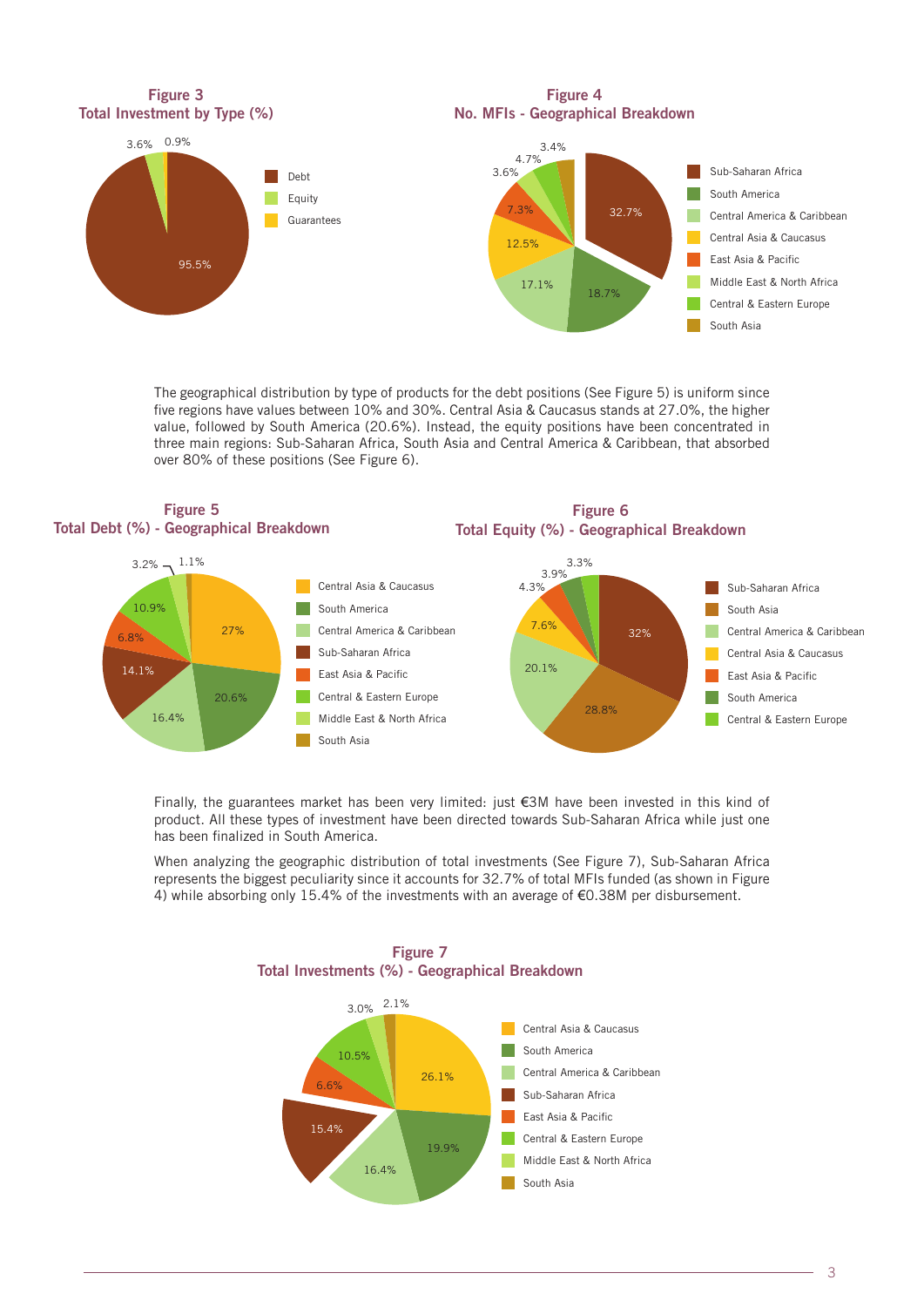**Figure 3**
**Total Investment by Type (%)**

| Type | % |
|---|---|
| Debt | 95.5% |
| Equity | 3.6% |
| Guarantees | 0.9% |

**Figure 4**
**No. MFIs - Geographical Breakdown**

| Region | % |
|---|---|
| Sub-Saharan Africa | 32.7% |
| South America | 18.7% |
| Central America & Caribbean | 17.1% |
| Central Asia & Caucasus | 12.5% |
| East Asia & Pacific | 7.3% |
| Middle East & North Africa | 3.6% |
| Central & Eastern Europe | 4.7% |
| South Asia | 3.4% |

The geographical distribution by type of products for the debt positions (See Figure 5) is uniform since five regions have values between 10% and 30%. Central Asia & Caucasus stands at 27.0%, the higher value, followed by South America (20.6%). Instead, the equity positions have been concentrated in three main regions: Sub-Saharan Africa, South Asia and Central America & Caribbean, that absorbed over 80% of these positions (See Figure 6).

**Figure 5**
**Total Debt (%) - Geographical Breakdown**

| Region | % |
|---|---|
| Central Asia & Caucasus | 27% |
| South America | 20.6% |
| Central America & Caribbean | 16.4% |
| Sub-Saharan Africa | 14.1% |
| East Asia & Pacific | 6.8% |
| Central & Eastern Europe | 10.9% |
| Middle East & North Africa | 3.2% |
| South Asia | 1.1% |

**Figure 6**
**Total Equity (%) - Geographical Breakdown**

| Region | % |
|---|---|
| Sub-Saharan Africa | 32% |
| South Asia | 28.8% |
| Central America & Caribbean | 20.1% |
| Central Asia & Caucasus | 7.6% |
| East Asia & Pacific | 4.3% |
| South America | 3.9% |
| Central & Eastern Europe | 3.3% |

Finally, the guarantees market has been very limited: just €3M have been invested in this kind of product. All these types of investment have been directed towards Sub-Saharan Africa while just one has been finalized in South America.

When analyzing the geographic distribution of total investments (See Figure 7), Sub-Saharan Africa represents the biggest peculiarity since it accounts for 32.7% of total MFIs funded (as shown in Figure 4) while absorbing only 15.4% of the investments with an average of €0.38M per disbursement.

**Figure 7**
**Total Investments (%) - Geographical Breakdown**

| Region | % |
|---|---|
| Central Asia & Caucasus | 26.1% |
| South America | 19.9% |
| Central America & Caribbean | 16.4% |
| Sub-Saharan Africa | 15.4% |
| East Asia & Pacific | 6.6% |
| Central & Eastern Europe | 10.5% |
| Middle East & North Africa | 3.0% |
| South Asia | 2.1% |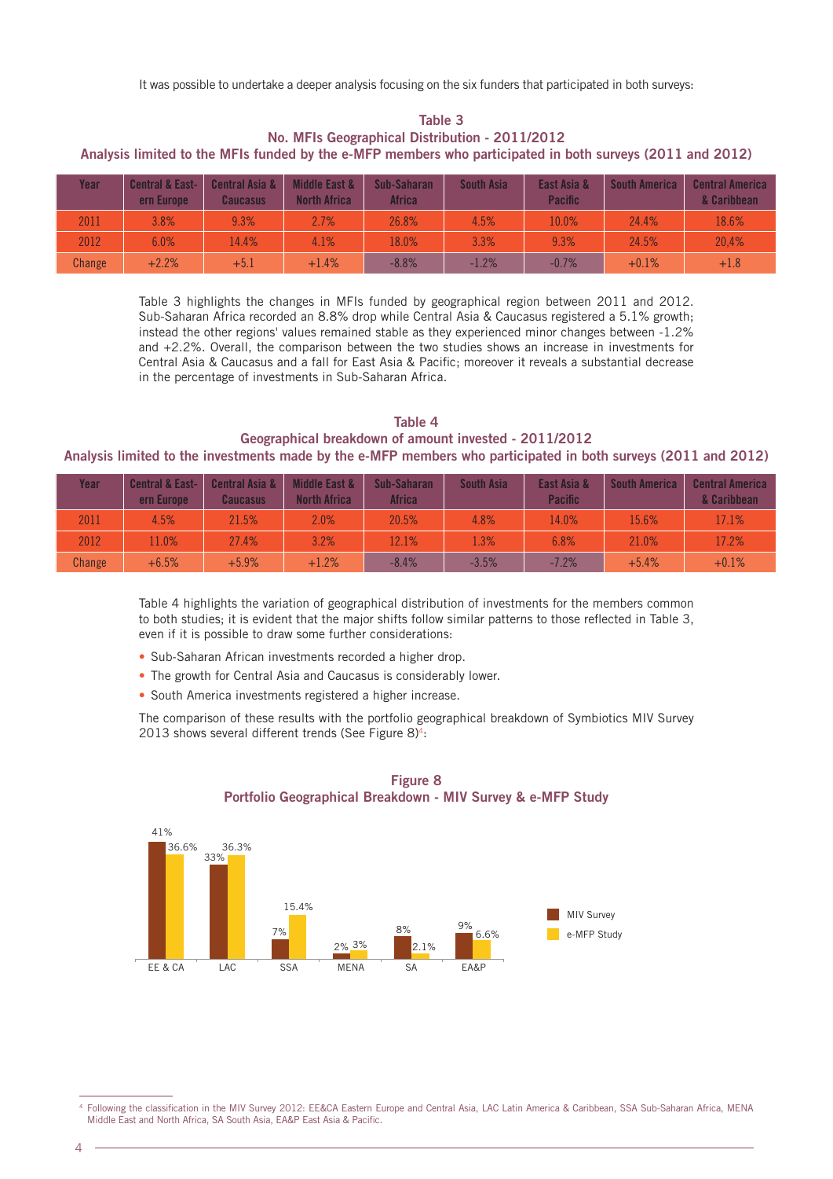It was possible to undertake a deeper analysis focusing on the six funders that participated in both surveys:

**Table 3**
**No. MFIs Geographical Distribution - 2011/2012**
**Analysis limited to the MFIs funded by the e-MFP members who participated in both surveys (2011 and 2012)**

| Year | Central & Eastern Europe | Central Asia & Caucasus | Middle East & North Africa | Sub-Saharan Africa | South Asia | East Asia & Pacific | South America | Central America & Caribbean |
|---|---|---|---|---|---|---|---|---|
| 2011 | 3.8% | 9.3% | 2.7% | 26.8% | 4.5% | 10.0% | 24.4% | 18.6% |
| 2012 | 6.0% | 14.4% | 4.1% | 18.0% | 3.3% | 9.3% | 24.5% | 20,4% |
| Change | +2.2% | +5.1 | +1.4% | -8.8% | -1.2% | -0.7% | +0.1% | +1.8 |

Table 3 highlights the changes in MFIs funded by geographical region between 2011 and 2012. Sub-Saharan Africa recorded an 8.8% drop while Central Asia & Caucasus registered a 5.1% growth; instead the other regions' values remained stable as they experienced minor changes between -1.2% and +2.2%. Overall, the comparison between the two studies shows an increase in investments for Central Asia & Caucasus and a fall for East Asia & Pacific; moreover it reveals a substantial decrease in the percentage of investments in Sub-Saharan Africa.

**Table 4**
**Geographical breakdown of amount invested - 2011/2012**
**Analysis limited to the investments made by the e-MFP members who participated in both surveys (2011 and 2012)**

| Year | Central & Eastern Europe | Central Asia & Caucasus | Middle East & North Africa | Sub-Saharan Africa | South Asia | East Asia & Pacific | South America | Central America & Caribbean |
|---|---|---|---|---|---|---|---|---|
| 2011 | 4.5% | 21.5% | 2.0% | 20.5% | 4.8% | 14.0% | 15.6% | 17.1% |
| 2012 | 11.0% | 27.4% | 3.2% | 12.1% | 1.3% | 6.8% | 21.0% | 17.2% |
| Change | +6.5% | +5.9% | +1.2% | -8.4% | -3.5% | -7.2% | +5.4% | +0.1% |

Table 4 highlights the variation of geographical distribution of investments for the members common to both studies; it is evident that the major shifts follow similar patterns to those reflected in Table 3, even if it is possible to draw some further considerations:

- Sub-Saharan African investments recorded a higher drop.
- The growth for Central Asia and Caucasus is considerably lower.
- South America investments registered a higher increase.

The comparison of these results with the portfolio geographical breakdown of Symbiotics MIV Survey 2013 shows several different trends (See Figure 8)[4]:

**Figure 8**
**Portfolio Geographical Breakdown - MIV Survey & e-MFP Study**

| | EE & CA | LAC | SSA | MENA | SA | EA&P |
|---|---|---|---|---|---|---|
| MIV Survey | 41% | 33% | 7% | 2% | 8% | 9% |
| e-MFP Study | 36.6% | 36.3% | 15.4% | 3% | 2.1% | 6.6% |

[4] Following the classification in the MIV Survey 2012: EE&CA Eastern Europe and Central Asia, LAC Latin America & Caribbean, SSA Sub-Saharan Africa, MENA Middle East and North Africa, SA South Asia, EA&P East Asia & Pacific.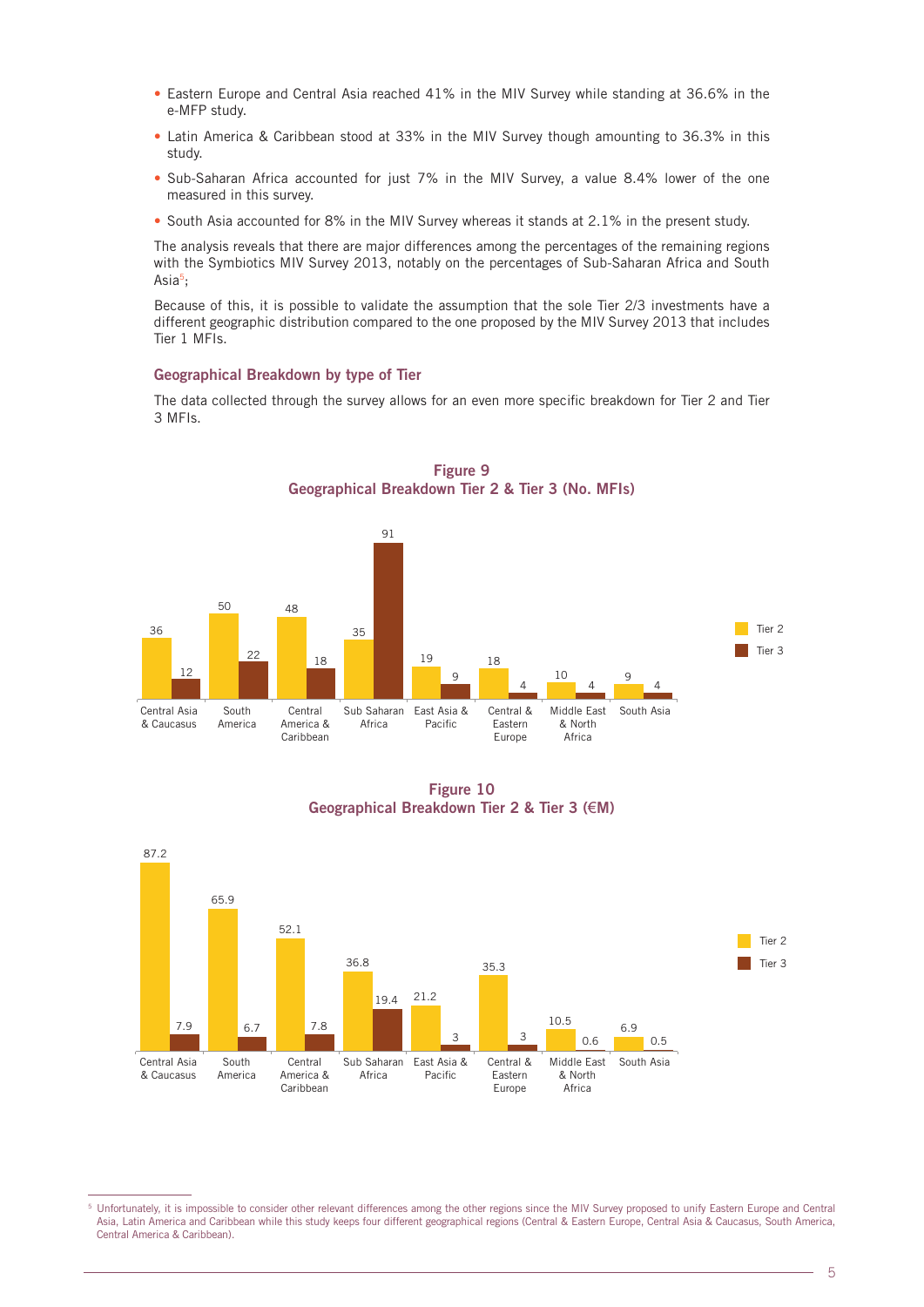- Eastern Europe and Central Asia reached 41% in the MIV Survey while standing at 36.6% in the e-MFP study.
- Latin America & Caribbean stood at 33% in the MIV Survey though amounting to 36.3% in this study.
- Sub-Saharan Africa accounted for just 7% in the MIV Survey, a value 8.4% lower of the one measured in this survey.
- South Asia accounted for 8% in the MIV Survey whereas it stands at 2.1% in the present study.

The analysis reveals that there are major differences among the percentages of the remaining regions with the Symbiotics MIV Survey 2013, notably on the percentages of Sub-Saharan Africa and South Asia[5];

Because of this, it is possible to validate the assumption that the sole Tier 2/3 investments have a different geographic distribution compared to the one proposed by the MIV Survey 2013 that includes Tier 1 MFIs.

### Geographical Breakdown by type of Tier

The data collected through the survey allows for an even more specific breakdown for Tier 2 and Tier 3 MFIs.

**Figure 9**
**Geographical Breakdown Tier 2 & Tier 3 (No. MFIs)**

| Region | Tier 2 | Tier 3 |
| --- | --- | --- |
| Central Asia & Caucasus | 36 | 12 |
| South America | 50 | 22 |
| Central America & Caribbean | 48 | 18 |
| Sub Saharan Africa | 35 | 91 |
| East Asia & Pacific | 19 | 9 |
| Central & Eastern Europe | 18 | 4 |
| Middle East & North Africa | 10 | 4 |
| South Asia | 9 | 4 |

**Figure 10**
**Geographical Breakdown Tier 2 & Tier 3 (€M)**

| Region | Tier 2 | Tier 3 |
| --- | --- | --- |
| Central Asia & Caucasus | 87.2 | 7.9 |
| South America | 65.9 | 6.7 |
| Central America & Caribbean | 52.1 | 7.8 |
| Sub Saharan Africa | 36.8 | 19.4 |
| East Asia & Pacific | 21.2 | 3 |
| Central & Eastern Europe | 35.3 | 3 |
| Middle East & North Africa | 10.5 | 0.6 |
| South Asia | 6.9 | 0.5 |

[5] Unfortunately, it is impossible to consider other relevant differences among the other regions since the MIV Survey proposed to unify Eastern Europe and Central Asia, Latin America and Caribbean while this study keeps four different geographical regions (Central & Eastern Europe, Central Asia & Caucasus, South America, Central America & Caribbean).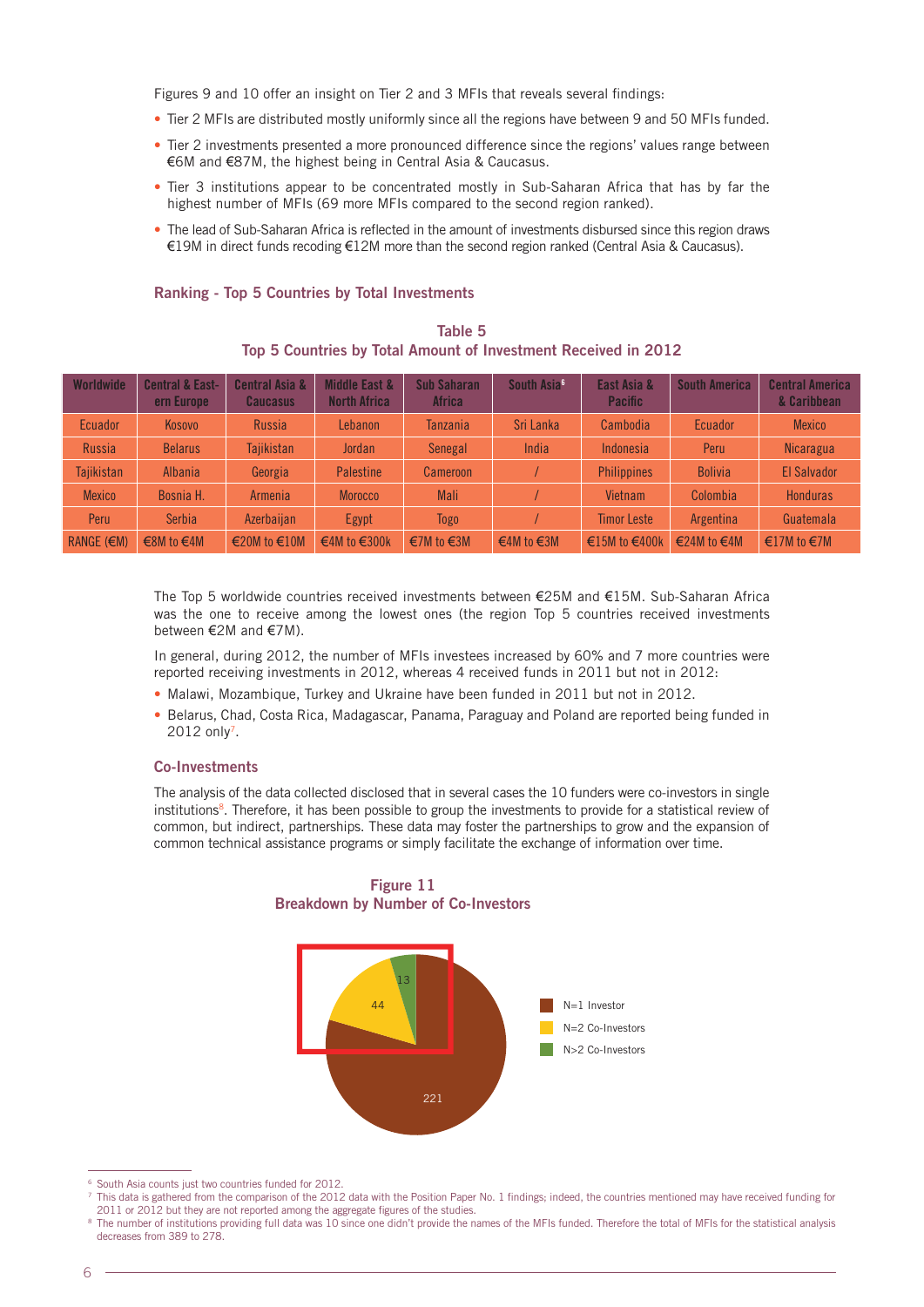Figures 9 and 10 offer an insight on Tier 2 and 3 MFIs that reveals several findings:

- Tier 2 MFIs are distributed mostly uniformly since all the regions have between 9 and 50 MFIs funded.
- Tier 2 investments presented a more pronounced difference since the regions' values range between €6M and €87M, the highest being in Central Asia & Caucasus.
- Tier 3 institutions appear to be concentrated mostly in Sub-Saharan Africa that has by far the highest number of MFIs (69 more MFIs compared to the second region ranked).
- The lead of Sub-Saharan Africa is reflected in the amount of investments disbursed since this region draws €19M in direct funds recoding €12M more than the second region ranked (Central Asia & Caucasus).

### Ranking - Top 5 Countries by Total Investments

**Table 5**
**Top 5 Countries by Total Amount of Investment Received in 2012**

| Worldwide | Central & Eastern Europe | Central Asia & Caucasus | Middle East & North Africa | Sub Saharan Africa | South Asia[6] | East Asia & Pacific | South America | Central America & Caribbean |
|---|---|---|---|---|---|---|---|---|
| Ecuador | Kosovo | Russia | Lebanon | Tanzania | Sri Lanka | Cambodia | Ecuador | Mexico |
| Russia | Belarus | Tajikistan | Jordan | Senegal | India | Indonesia | Peru | Nicaragua |
| Tajikistan | Albania | Georgia | Palestine | Cameroon | / | Philippines | Bolivia | El Salvador |
| Mexico | Bosnia H. | Armenia | Morocco | Mali | / | Vietnam | Colombia | Honduras |
| Peru | Serbia | Azerbaijan | Egypt | Togo | / | Timor Leste | Argentina | Guatemala |
| RANGE (€M) | €8M to €4M | €20M to €10M | €4M to €300k | €7M to €3M | €4M to €3M | €15M to €400k | €24M to €4M | €17M to €7M |

The Top 5 worldwide countries received investments between €25M and €15M. Sub-Saharan Africa was the one to receive among the lowest ones (the region Top 5 countries received investments between €2M and €7M).

In general, during 2012, the number of MFIs investees increased by 60% and 7 more countries were reported receiving investments in 2012, whereas 4 received funds in 2011 but not in 2012:

- Malawi, Mozambique, Turkey and Ukraine have been funded in 2011 but not in 2012.
- Belarus, Chad, Costa Rica, Madagascar, Panama, Paraguay and Poland are reported being funded in 2012 only[7].

### Co-Investments

The analysis of the data collected disclosed that in several cases the 10 funders were co-investors in single institutions[8]. Therefore, it has been possible to group the investments to provide for a statistical review of common, but indirect, partnerships. These data may foster the partnerships to grow and the expansion of common technical assistance programs or simply facilitate the exchange of information over time.

**Figure 11**
**Breakdown by Number of Co-Investors**

| Category | Number |
|---|---|
| N=1 Investor | 221 |
| N=2 Co-Investors | 44 |
| N>2 Co-Investors | 13 |

[6] South Asia counts just two countries funded for 2012.

[7] This data is gathered from the comparison of the 2012 data with the Position Paper No. 1 findings; indeed, the countries mentioned may have received funding for 2011 or 2012 but they are not reported among the aggregate figures of the studies.

[8] The number of institutions providing full data was 10 since one didn't provide the names of the MFIs funded. Therefore the total of MFIs for the statistical analysis decreases from 389 to 278.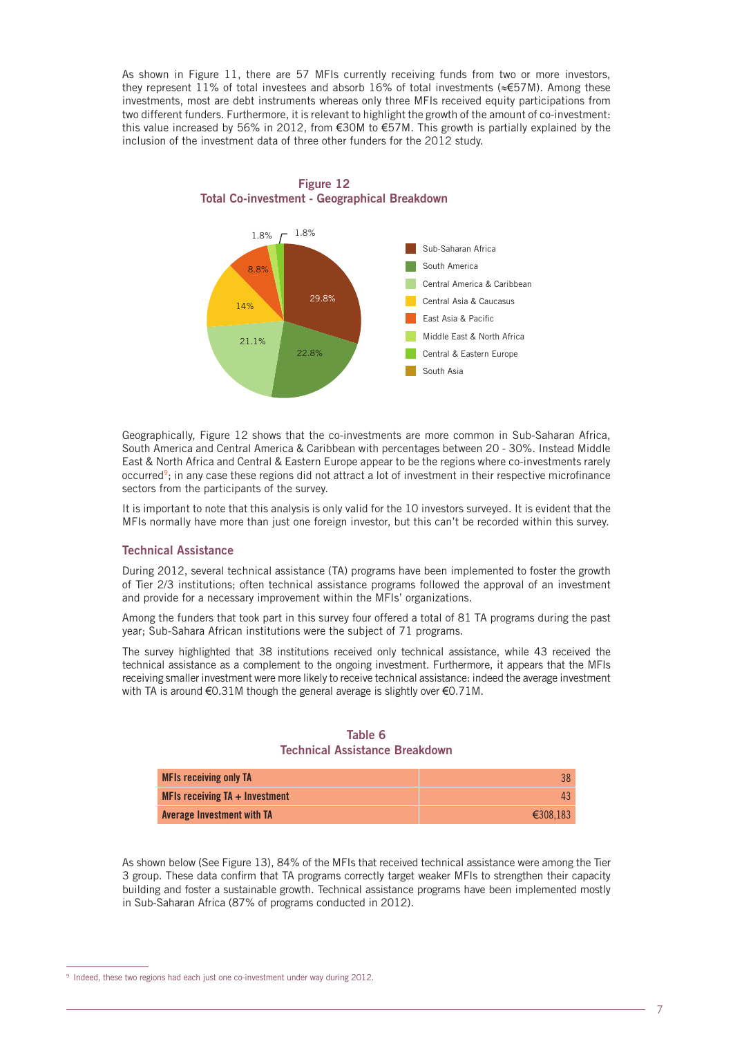As shown in Figure 11, there are 57 MFIs currently receiving funds from two or more investors, they represent 11% of total investees and absorb 16% of total investments (≈€57M). Among these investments, most are debt instruments whereas only three MFIs received equity participations from two different funders. Furthermore, it is relevant to highlight the growth of the amount of co-investment: this value increased by 56% in 2012, from €30M to €57M. This growth is partially explained by the inclusion of the investment data of three other funders for the 2012 study.

**Figure 12**
**Total Co-investment - Geographical Breakdown**

| Region | Share |
|---|---|
| Sub-Saharan Africa | 29.8% |
| South America | 22.8% |
| Central America & Caribbean | 21.1% |
| Central Asia & Caucasus | 14% |
| East Asia & Pacific | 8.8% |
| Middle East & North Africa | 1.8% |
| Central & Eastern Europe | 1.8% |
| South Asia | |

Geographically, Figure 12 shows that the co-investments are more common in Sub-Saharan Africa, South America and Central America & Caribbean with percentages between 20 - 30%. Instead Middle East & North Africa and Central & Eastern Europe appear to be the regions where co-investments rarely occurred[9]; in any case these regions did not attract a lot of investment in their respective microfinance sectors from the participants of the survey.

It is important to note that this analysis is only valid for the 10 investors surveyed. It is evident that the MFIs normally have more than just one foreign investor, but this can't be recorded within this survey.

### Technical Assistance

During 2012, several technical assistance (TA) programs have been implemented to foster the growth of Tier 2/3 institutions; often technical assistance programs followed the approval of an investment and provide for a necessary improvement within the MFIs' organizations.

Among the funders that took part in this survey four offered a total of 81 TA programs during the past year; Sub-Sahara African institutions were the subject of 71 programs.

The survey highlighted that 38 institutions received only technical assistance, while 43 received the technical assistance as a complement to the ongoing investment. Furthermore, it appears that the MFIs receiving smaller investment were more likely to receive technical assistance: indeed the average investment with TA is around €0.31M though the general average is slightly over €0.71M.

**Table 6**
**Technical Assistance Breakdown**

| | |
|---|---|
| **MFIs receiving only TA** | 38 |
| **MFIs receiving TA + Investment** | 43 |
| **Average Investment with TA** | €308,183 |

As shown below (See Figure 13), 84% of the MFIs that received technical assistance were among the Tier 3 group. These data confirm that TA programs correctly target weaker MFIs to strengthen their capacity building and foster a sustainable growth. Technical assistance programs have been implemented mostly in Sub-Saharan Africa (87% of programs conducted in 2012).

[9] Indeed, these two regions had each just one co-investment under way during 2012.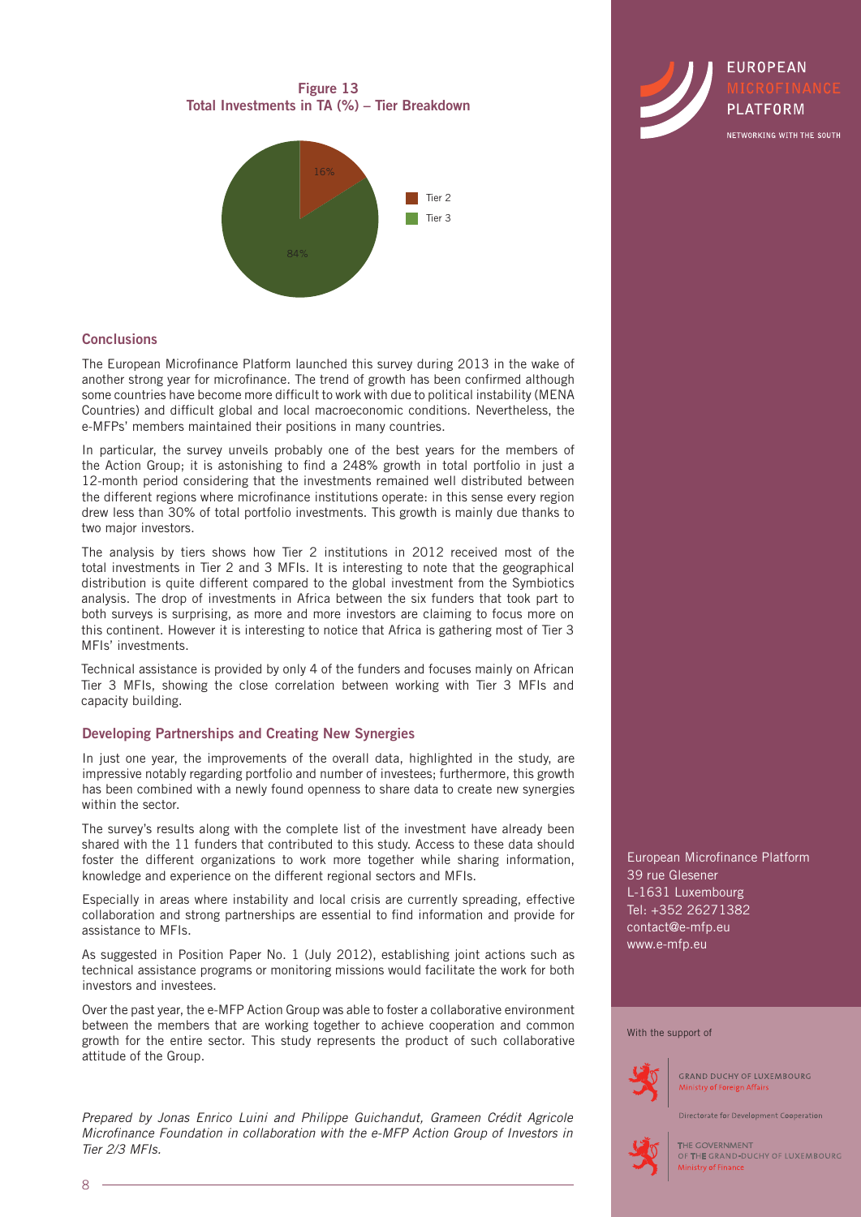**Figure 13**
**Total Investments in TA (%) – Tier Breakdown**

16%
84%
Tier 2
Tier 3

## Conclusions

The European Microfinance Platform launched this survey during 2013 in the wake of another strong year for microfinance. The trend of growth has been confirmed although some countries have become more difficult to work with due to political instability (MENA Countries) and difficult global and local macroeconomic conditions. Nevertheless, the e-MFPs' members maintained their positions in many countries.

In particular, the survey unveils probably one of the best years for the members of the Action Group; it is astonishing to find a 248% growth in total portfolio in just a 12-month period considering that the investments remained well distributed between the different regions where microfinance institutions operate: in this sense every region drew less than 30% of total portfolio investments. This growth is mainly due thanks to two major investors.

The analysis by tiers shows how Tier 2 institutions in 2012 received most of the total investments in Tier 2 and 3 MFIs. It is interesting to note that the geographical distribution is quite different compared to the global investment from the Symbiotics analysis. The drop of investments in Africa between the six funders that took part to both surveys is surprising, as more and more investors are claiming to focus more on this continent. However it is interesting to notice that Africa is gathering most of Tier 3 MFIs' investments.

Technical assistance is provided by only 4 of the funders and focuses mainly on African Tier 3 MFIs, showing the close correlation between working with Tier 3 MFIs and capacity building.

## Developing Partnerships and Creating New Synergies

In just one year, the improvements of the overall data, highlighted in the study, are impressive notably regarding portfolio and number of investees; furthermore, this growth has been combined with a newly found openness to share data to create new synergies within the sector.

The survey's results along with the complete list of the investment have already been shared with the 11 funders that contributed to this study. Access to these data should foster the different organizations to work more together while sharing information, knowledge and experience on the different regional sectors and MFIs.

Especially in areas where instability and local crisis are currently spreading, effective collaboration and strong partnerships are essential to find information and provide for assistance to MFIs.

As suggested in Position Paper No. 1 (July 2012), establishing joint actions such as technical assistance programs or monitoring missions would facilitate the work for both investors and investees.

Over the past year, the e-MFP Action Group was able to foster a collaborative environment between the members that are working together to achieve cooperation and common growth for the entire sector. This study represents the product of such collaborative attitude of the Group.

*Prepared by Jonas Enrico Luini and Philippe Guichandut, Grameen Crédit Agricole Microfinance Foundation in collaboration with the e-MFP Action Group of Investors in Tier 2/3 MFIs.*

EUROPEAN MICROFINANCE PLATFORM
NETWORKING WITH THE SOUTH

European Microfinance Platform
39 rue Glesener
L-1631 Luxembourg
Tel: +352 26271382
contact@e-mfp.eu
www.e-mfp.eu

With the support of

GRAND DUCHY OF LUXEMBOURG
Ministry of Foreign Affairs

Directorate for Development Cooperation

THE GOVERNMENT
OF THE GRAND-DUCHY OF LUXEMBOURG
Ministry of Finance